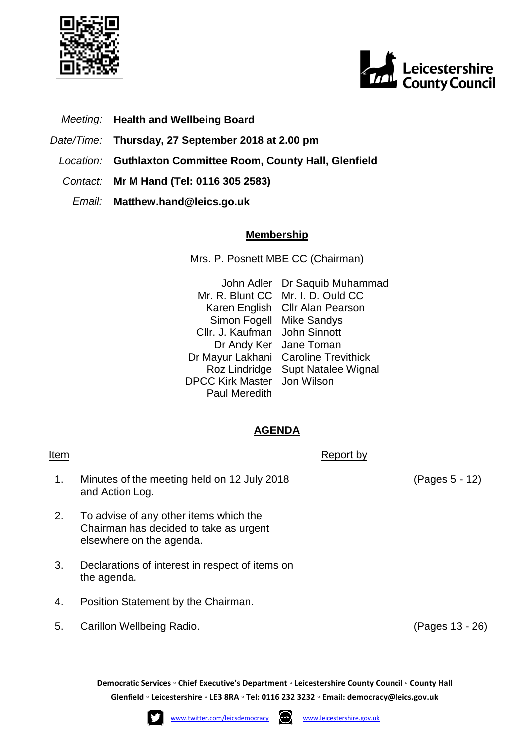*Meeting:* **Health and Wellbeing Board**

*Date/Time:* **Thursday, 27 September 2018 at 2.00 pm**

*Location:* **Guthlaxton Committee Room, County Hall, Glenfield**

*Contact:* **Mr M Hand (Tel: 0116 305 2583)**

*Email:* **Matthew.hand@leics.go.uk**

## Membership

Mrs. P. Posnett MBE CC (Chairman)

| | |
|---|---|
| John Adler | Dr Saquib Muhammad |
| Mr. R. Blunt CC | Mr. I. D. Ould CC |
| Karen English | Cllr Alan Pearson |
| Simon Fogell | Mike Sandys |
| Cllr. J. Kaufman | John Sinnott |
| Dr Andy Ker | Jane Toman |
| Dr Mayur Lakhani | Caroline Trevithick |
| Roz Lindridge | Supt Natalee Wignal |
| DPCC Kirk Master | Jon Wilson |
| Paul Meredith | |

## AGENDA

| Item | | Report by | |
|---|---|---|---|
| 1. | Minutes of the meeting held on 12 July 2018 and Action Log. | | (Pages 5 - 12) |
| 2. | To advise of any other items which the Chairman has decided to take as urgent elsewhere on the agenda. | | |
| 3. | Declarations of interest in respect of items on the agenda. | | |
| 4. | Position Statement by the Chairman. | | |
| 5. | Carillon Wellbeing Radio. | | (Pages 13 - 26) |

**Democratic Services ◦ Chief Executive's Department ◦ Leicestershire County Council ◦ County Hall Glenfield ◦ Leicestershire ◦ LE3 8RA ◦ Tel: 0116 232 3232 ◦ Email: democracy@leics.gov.uk**

www.twitter.com/leicsdemocracy www.leicestershire.gov.uk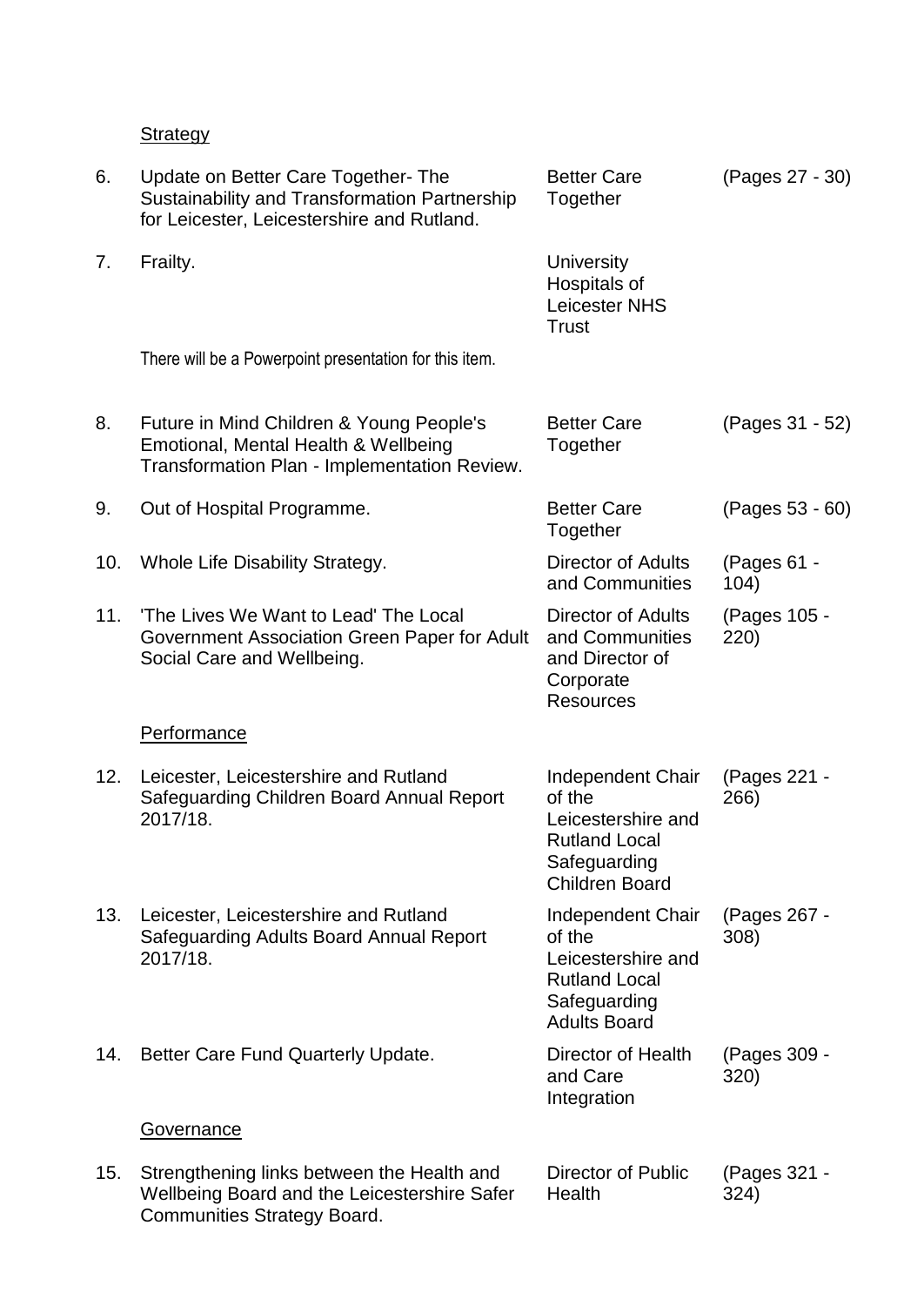<u>Strategy</u>

| | | | |
|---|---|---|---|
| 6. | Update on Better Care Together- The Sustainability and Transformation Partnership for Leicester, Leicestershire and Rutland. | Better Care Together | (Pages 27 - 30) |
| 7. | Frailty. | University Hospitals of Leicester NHS Trust | |
| | There will be a Powerpoint presentation for this item. | | |
| 8. | Future in Mind Children & Young People's Emotional, Mental Health & Wellbeing Transformation Plan - Implementation Review. | Better Care Together | (Pages 31 - 52) |
| 9. | Out of Hospital Programme. | Better Care Together | (Pages 53 - 60) |
| 10. | Whole Life Disability Strategy. | Director of Adults and Communities | (Pages 61 - 104) |
| 11. | 'The Lives We Want to Lead' The Local Government Association Green Paper for Adult Social Care and Wellbeing. | Director of Adults and Communities and Director of Corporate Resources | (Pages 105 - 220) |

<u>Performance</u>

| | | | |
|---|---|---|---|
| 12. | Leicester, Leicestershire and Rutland Safeguarding Children Board Annual Report 2017/18. | Independent Chair of the Leicestershire and Rutland Local Safeguarding Children Board | (Pages 221 - 266) |
| 13. | Leicester, Leicestershire and Rutland Safeguarding Adults Board Annual Report 2017/18. | Independent Chair of the Leicestershire and Rutland Local Safeguarding Adults Board | (Pages 267 - 308) |
| 14. | Better Care Fund Quarterly Update. | Director of Health and Care Integration | (Pages 309 - 320) |

<u>Governance</u>

| | | | |
|---|---|---|---|
| 15. | Strengthening links between the Health and Wellbeing Board and the Leicestershire Safer Communities Strategy Board. | Director of Public Health | (Pages 321 - 324) |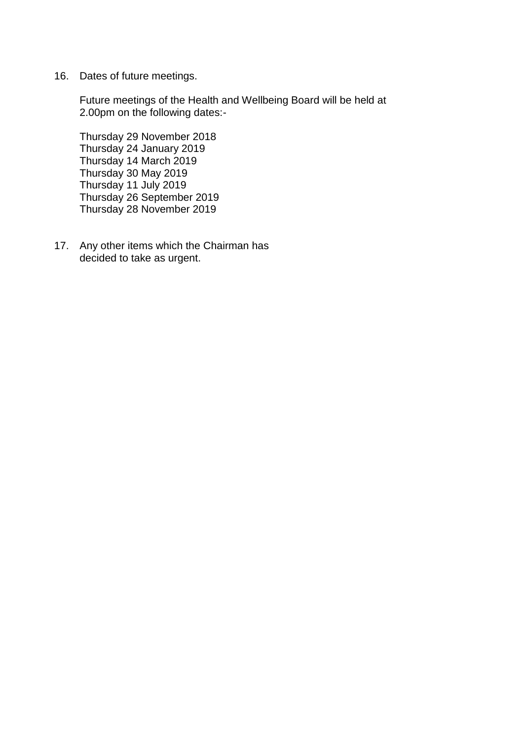16. Dates of future meetings.

    Future meetings of the Health and Wellbeing Board will be held at 2.00pm on the following dates:-

    Thursday 29 November 2018
    Thursday 24 January 2019
    Thursday 14 March 2019
    Thursday 30 May 2019
    Thursday 11 July 2019
    Thursday 26 September 2019
    Thursday 28 November 2019

17. Any other items which the Chairman has decided to take as urgent.